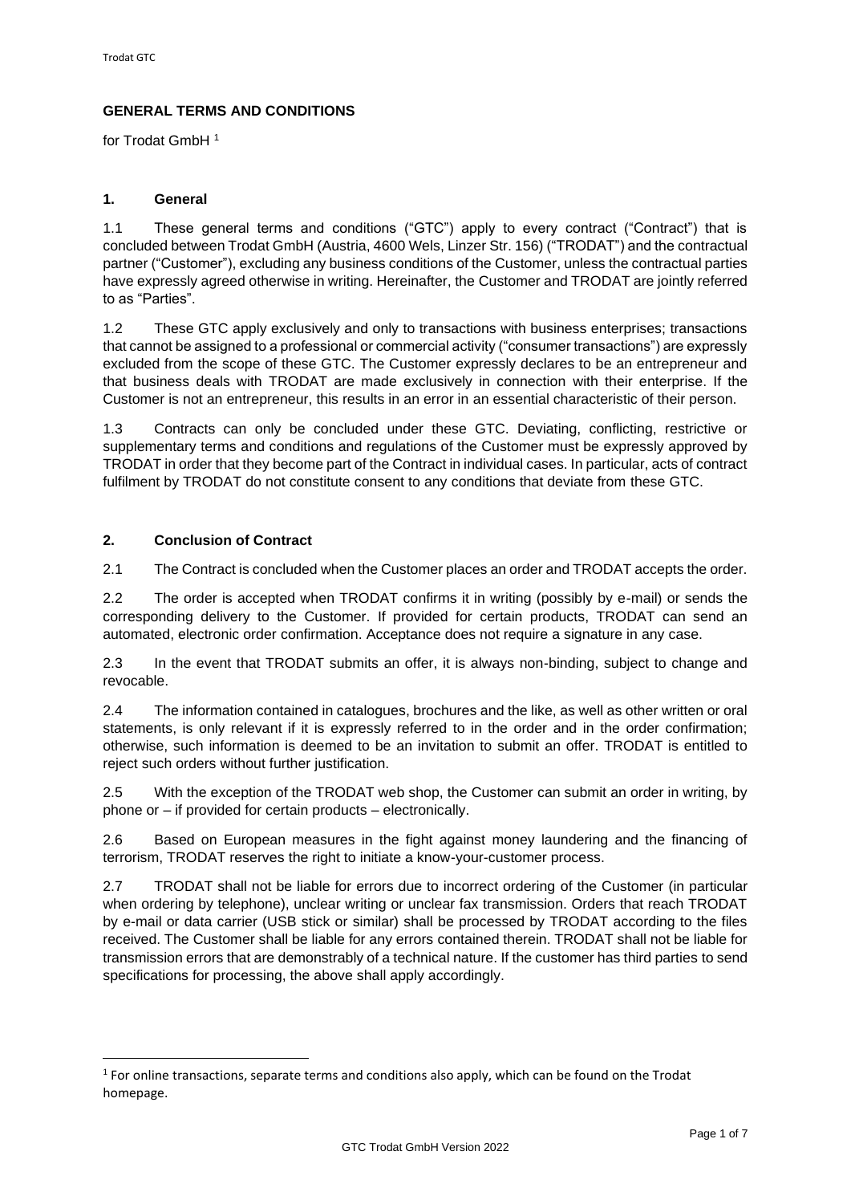# GENERAL TERMS AND CONDITIONS

for Trodat GmbH [1]

## 1. General

1.1 These general terms and conditions ("GTC") apply to every contract ("Contract") that is concluded between Trodat GmbH (Austria, 4600 Wels, Linzer Str. 156) ("TRODAT") and the contractual partner ("Customer"), excluding any business conditions of the Customer, unless the contractual parties have expressly agreed otherwise in writing. Hereinafter, the Customer and TRODAT are jointly referred to as "Parties".

1.2 These GTC apply exclusively and only to transactions with business enterprises; transactions that cannot be assigned to a professional or commercial activity ("consumer transactions") are expressly excluded from the scope of these GTC. The Customer expressly declares to be an entrepreneur and that business deals with TRODAT are made exclusively in connection with their enterprise. If the Customer is not an entrepreneur, this results in an error in an essential characteristic of their person.

1.3 Contracts can only be concluded under these GTC. Deviating, conflicting, restrictive or supplementary terms and conditions and regulations of the Customer must be expressly approved by TRODAT in order that they become part of the Contract in individual cases. In particular, acts of contract fulfilment by TRODAT do not constitute consent to any conditions that deviate from these GTC.

## 2. Conclusion of Contract

2.1 The Contract is concluded when the Customer places an order and TRODAT accepts the order.

2.2 The order is accepted when TRODAT confirms it in writing (possibly by e-mail) or sends the corresponding delivery to the Customer. If provided for certain products, TRODAT can send an automated, electronic order confirmation. Acceptance does not require a signature in any case.

2.3 In the event that TRODAT submits an offer, it is always non-binding, subject to change and revocable.

2.4 The information contained in catalogues, brochures and the like, as well as other written or oral statements, is only relevant if it is expressly referred to in the order and in the order confirmation; otherwise, such information is deemed to be an invitation to submit an offer. TRODAT is entitled to reject such orders without further justification.

2.5 With the exception of the TRODAT web shop, the Customer can submit an order in writing, by phone or – if provided for certain products – electronically.

2.6 Based on European measures in the fight against money laundering and the financing of terrorism, TRODAT reserves the right to initiate a know-your-customer process.

2.7 TRODAT shall not be liable for errors due to incorrect ordering of the Customer (in particular when ordering by telephone), unclear writing or unclear fax transmission. Orders that reach TRODAT by e-mail or data carrier (USB stick or similar) shall be processed by TRODAT according to the files received. The Customer shall be liable for any errors contained therein. TRODAT shall not be liable for transmission errors that are demonstrably of a technical nature. If the customer has third parties to send specifications for processing, the above shall apply accordingly.

---

[1] For online transactions, separate terms and conditions also apply, which can be found on the Trodat homepage.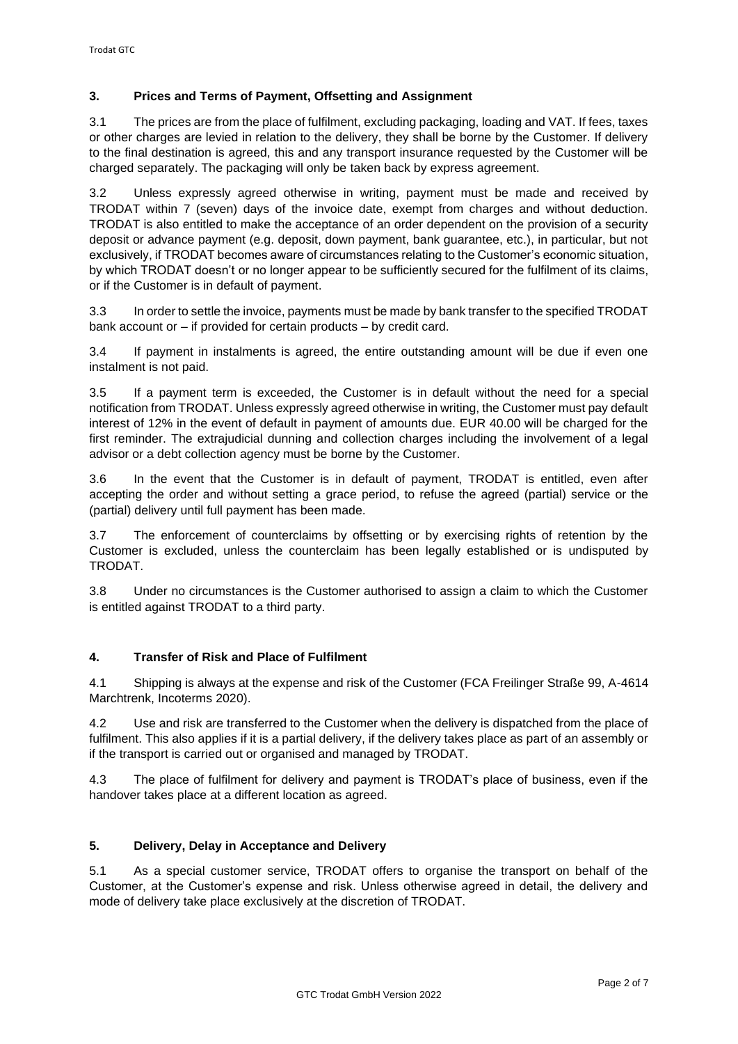## 3. Prices and Terms of Payment, Offsetting and Assignment

3.1 The prices are from the place of fulfilment, excluding packaging, loading and VAT. If fees, taxes or other charges are levied in relation to the delivery, they shall be borne by the Customer. If delivery to the final destination is agreed, this and any transport insurance requested by the Customer will be charged separately. The packaging will only be taken back by express agreement.

3.2 Unless expressly agreed otherwise in writing, payment must be made and received by TRODAT within 7 (seven) days of the invoice date, exempt from charges and without deduction. TRODAT is also entitled to make the acceptance of an order dependent on the provision of a security deposit or advance payment (e.g. deposit, down payment, bank guarantee, etc.), in particular, but not exclusively, if TRODAT becomes aware of circumstances relating to the Customer's economic situation, by which TRODAT doesn't or no longer appear to be sufficiently secured for the fulfilment of its claims, or if the Customer is in default of payment.

3.3 In order to settle the invoice, payments must be made by bank transfer to the specified TRODAT bank account or – if provided for certain products – by credit card.

3.4 If payment in instalments is agreed, the entire outstanding amount will be due if even one instalment is not paid.

3.5 If a payment term is exceeded, the Customer is in default without the need for a special notification from TRODAT. Unless expressly agreed otherwise in writing, the Customer must pay default interest of 12% in the event of default in payment of amounts due. EUR 40.00 will be charged for the first reminder. The extrajudicial dunning and collection charges including the involvement of a legal advisor or a debt collection agency must be borne by the Customer.

3.6 In the event that the Customer is in default of payment, TRODAT is entitled, even after accepting the order and without setting a grace period, to refuse the agreed (partial) service or the (partial) delivery until full payment has been made.

3.7 The enforcement of counterclaims by offsetting or by exercising rights of retention by the Customer is excluded, unless the counterclaim has been legally established or is undisputed by TRODAT.

3.8 Under no circumstances is the Customer authorised to assign a claim to which the Customer is entitled against TRODAT to a third party.

## 4. Transfer of Risk and Place of Fulfilment

4.1 Shipping is always at the expense and risk of the Customer (FCA Freilinger Straße 99, A-4614 Marchtrenk, Incoterms 2020).

4.2 Use and risk are transferred to the Customer when the delivery is dispatched from the place of fulfilment. This also applies if it is a partial delivery, if the delivery takes place as part of an assembly or if the transport is carried out or organised and managed by TRODAT.

4.3 The place of fulfilment for delivery and payment is TRODAT's place of business, even if the handover takes place at a different location as agreed.

## 5. Delivery, Delay in Acceptance and Delivery

5.1 As a special customer service, TRODAT offers to organise the transport on behalf of the Customer, at the Customer's expense and risk. Unless otherwise agreed in detail, the delivery and mode of delivery take place exclusively at the discretion of TRODAT.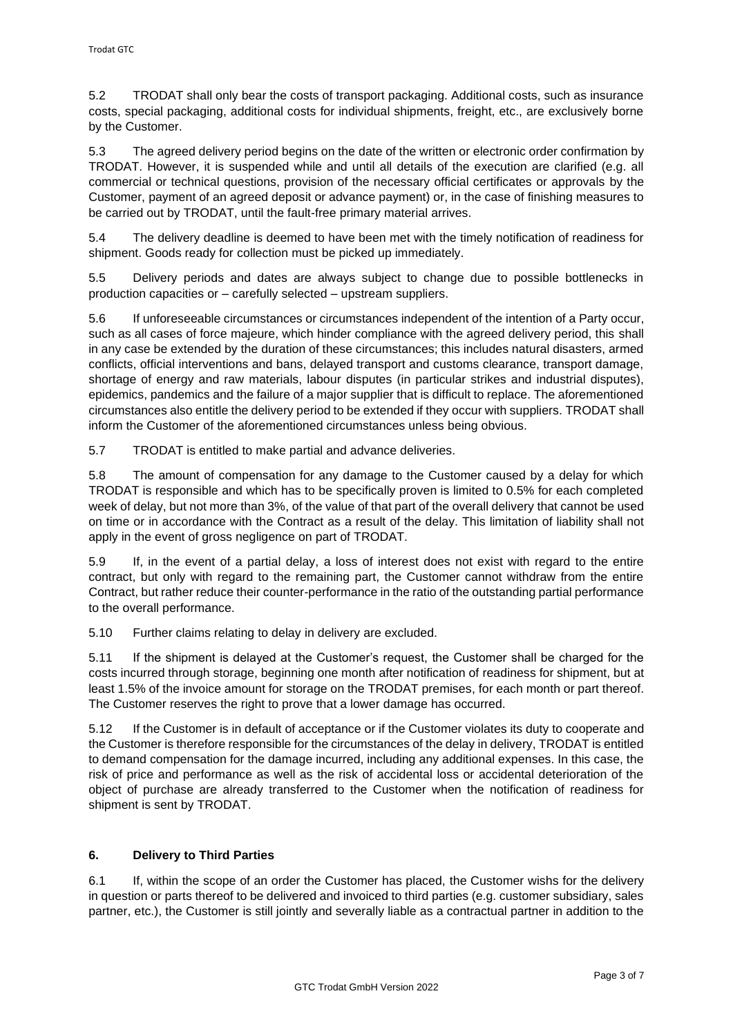5.2 TRODAT shall only bear the costs of transport packaging. Additional costs, such as insurance costs, special packaging, additional costs for individual shipments, freight, etc., are exclusively borne by the Customer.

5.3 The agreed delivery period begins on the date of the written or electronic order confirmation by TRODAT. However, it is suspended while and until all details of the execution are clarified (e.g. all commercial or technical questions, provision of the necessary official certificates or approvals by the Customer, payment of an agreed deposit or advance payment) or, in the case of finishing measures to be carried out by TRODAT, until the fault-free primary material arrives.

5.4 The delivery deadline is deemed to have been met with the timely notification of readiness for shipment. Goods ready for collection must be picked up immediately.

5.5 Delivery periods and dates are always subject to change due to possible bottlenecks in production capacities or – carefully selected – upstream suppliers.

5.6 If unforeseeable circumstances or circumstances independent of the intention of a Party occur, such as all cases of force majeure, which hinder compliance with the agreed delivery period, this shall in any case be extended by the duration of these circumstances; this includes natural disasters, armed conflicts, official interventions and bans, delayed transport and customs clearance, transport damage, shortage of energy and raw materials, labour disputes (in particular strikes and industrial disputes), epidemics, pandemics and the failure of a major supplier that is difficult to replace. The aforementioned circumstances also entitle the delivery period to be extended if they occur with suppliers. TRODAT shall inform the Customer of the aforementioned circumstances unless being obvious.

5.7 TRODAT is entitled to make partial and advance deliveries.

5.8 The amount of compensation for any damage to the Customer caused by a delay for which TRODAT is responsible and which has to be specifically proven is limited to 0.5% for each completed week of delay, but not more than 3%, of the value of that part of the overall delivery that cannot be used on time or in accordance with the Contract as a result of the delay. This limitation of liability shall not apply in the event of gross negligence on part of TRODAT.

5.9 If, in the event of a partial delay, a loss of interest does not exist with regard to the entire contract, but only with regard to the remaining part, the Customer cannot withdraw from the entire Contract, but rather reduce their counter-performance in the ratio of the outstanding partial performance to the overall performance.

5.10 Further claims relating to delay in delivery are excluded.

5.11 If the shipment is delayed at the Customer's request, the Customer shall be charged for the costs incurred through storage, beginning one month after notification of readiness for shipment, but at least 1.5% of the invoice amount for storage on the TRODAT premises, for each month or part thereof. The Customer reserves the right to prove that a lower damage has occurred.

5.12 If the Customer is in default of acceptance or if the Customer violates its duty to cooperate and the Customer is therefore responsible for the circumstances of the delay in delivery, TRODAT is entitled to demand compensation for the damage incurred, including any additional expenses. In this case, the risk of price and performance as well as the risk of accidental loss or accidental deterioration of the object of purchase are already transferred to the Customer when the notification of readiness for shipment is sent by TRODAT.

## 6. Delivery to Third Parties

6.1 If, within the scope of an order the Customer has placed, the Customer wishs for the delivery in question or parts thereof to be delivered and invoiced to third parties (e.g. customer subsidiary, sales partner, etc.), the Customer is still jointly and severally liable as a contractual partner in addition to the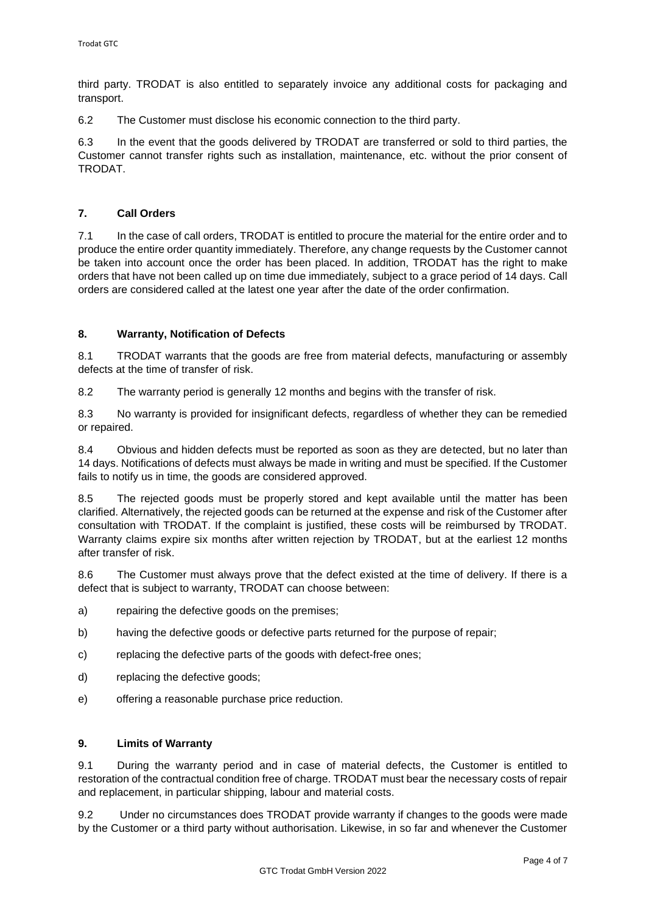third party. TRODAT is also entitled to separately invoice any additional costs for packaging and transport.

6.2 The Customer must disclose his economic connection to the third party.

6.3 In the event that the goods delivered by TRODAT are transferred or sold to third parties, the Customer cannot transfer rights such as installation, maintenance, etc. without the prior consent of TRODAT.

## 7. Call Orders

7.1 In the case of call orders, TRODAT is entitled to procure the material for the entire order and to produce the entire order quantity immediately. Therefore, any change requests by the Customer cannot be taken into account once the order has been placed. In addition, TRODAT has the right to make orders that have not been called up on time due immediately, subject to a grace period of 14 days. Call orders are considered called at the latest one year after the date of the order confirmation.

## 8. Warranty, Notification of Defects

8.1 TRODAT warrants that the goods are free from material defects, manufacturing or assembly defects at the time of transfer of risk.

8.2 The warranty period is generally 12 months and begins with the transfer of risk.

8.3 No warranty is provided for insignificant defects, regardless of whether they can be remedied or repaired.

8.4 Obvious and hidden defects must be reported as soon as they are detected, but no later than 14 days. Notifications of defects must always be made in writing and must be specified. If the Customer fails to notify us in time, the goods are considered approved.

8.5 The rejected goods must be properly stored and kept available until the matter has been clarified. Alternatively, the rejected goods can be returned at the expense and risk of the Customer after consultation with TRODAT. If the complaint is justified, these costs will be reimbursed by TRODAT. Warranty claims expire six months after written rejection by TRODAT, but at the earliest 12 months after transfer of risk.

8.6 The Customer must always prove that the defect existed at the time of delivery. If there is a defect that is subject to warranty, TRODAT can choose between:

a) repairing the defective goods on the premises;

b) having the defective goods or defective parts returned for the purpose of repair;

c) replacing the defective parts of the goods with defect-free ones;

d) replacing the defective goods;

e) offering a reasonable purchase price reduction.

## 9. Limits of Warranty

9.1 During the warranty period and in case of material defects, the Customer is entitled to restoration of the contractual condition free of charge. TRODAT must bear the necessary costs of repair and replacement, in particular shipping, labour and material costs.

9.2 Under no circumstances does TRODAT provide warranty if changes to the goods were made by the Customer or a third party without authorisation. Likewise, in so far and whenever the Customer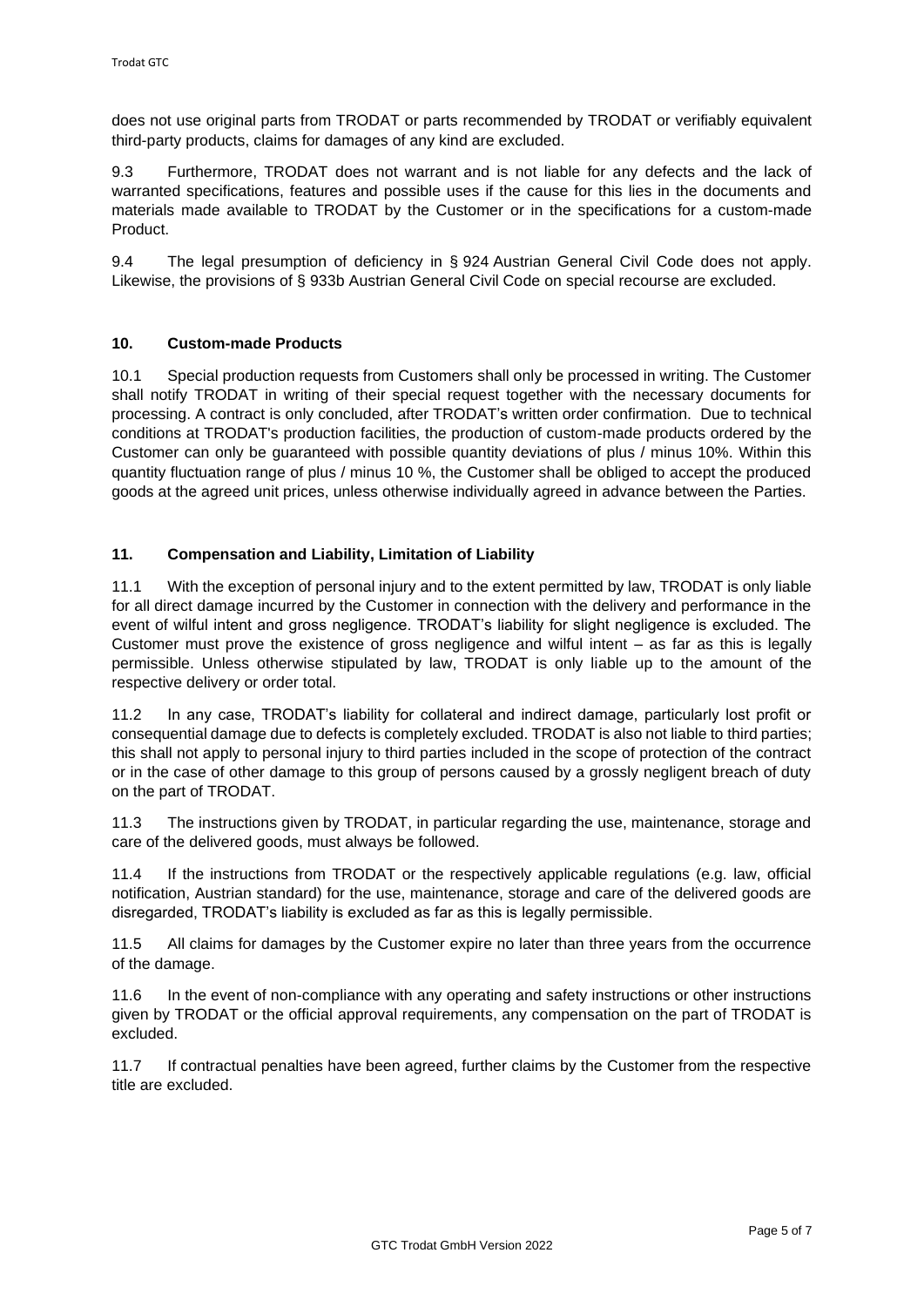does not use original parts from TRODAT or parts recommended by TRODAT or verifiably equivalent third-party products, claims for damages of any kind are excluded.

9.3 Furthermore, TRODAT does not warrant and is not liable for any defects and the lack of warranted specifications, features and possible uses if the cause for this lies in the documents and materials made available to TRODAT by the Customer or in the specifications for a custom-made Product.

9.4 The legal presumption of deficiency in § 924 Austrian General Civil Code does not apply. Likewise, the provisions of § 933b Austrian General Civil Code on special recourse are excluded.

## 10. Custom-made Products

10.1 Special production requests from Customers shall only be processed in writing. The Customer shall notify TRODAT in writing of their special request together with the necessary documents for processing. A contract is only concluded, after TRODAT's written order confirmation. Due to technical conditions at TRODAT's production facilities, the production of custom-made products ordered by the Customer can only be guaranteed with possible quantity deviations of plus / minus 10%. Within this quantity fluctuation range of plus / minus 10 %, the Customer shall be obliged to accept the produced goods at the agreed unit prices, unless otherwise individually agreed in advance between the Parties.

## 11. Compensation and Liability, Limitation of Liability

11.1 With the exception of personal injury and to the extent permitted by law, TRODAT is only liable for all direct damage incurred by the Customer in connection with the delivery and performance in the event of wilful intent and gross negligence. TRODAT's liability for slight negligence is excluded. The Customer must prove the existence of gross negligence and wilful intent – as far as this is legally permissible. Unless otherwise stipulated by law, TRODAT is only liable up to the amount of the respective delivery or order total.

11.2 In any case, TRODAT's liability for collateral and indirect damage, particularly lost profit or consequential damage due to defects is completely excluded. TRODAT is also not liable to third parties; this shall not apply to personal injury to third parties included in the scope of protection of the contract or in the case of other damage to this group of persons caused by a grossly negligent breach of duty on the part of TRODAT.

11.3 The instructions given by TRODAT, in particular regarding the use, maintenance, storage and care of the delivered goods, must always be followed.

11.4 If the instructions from TRODAT or the respectively applicable regulations (e.g. law, official notification, Austrian standard) for the use, maintenance, storage and care of the delivered goods are disregarded, TRODAT's liability is excluded as far as this is legally permissible.

11.5 All claims for damages by the Customer expire no later than three years from the occurrence of the damage.

11.6 In the event of non-compliance with any operating and safety instructions or other instructions given by TRODAT or the official approval requirements, any compensation on the part of TRODAT is excluded.

11.7 If contractual penalties have been agreed, further claims by the Customer from the respective title are excluded.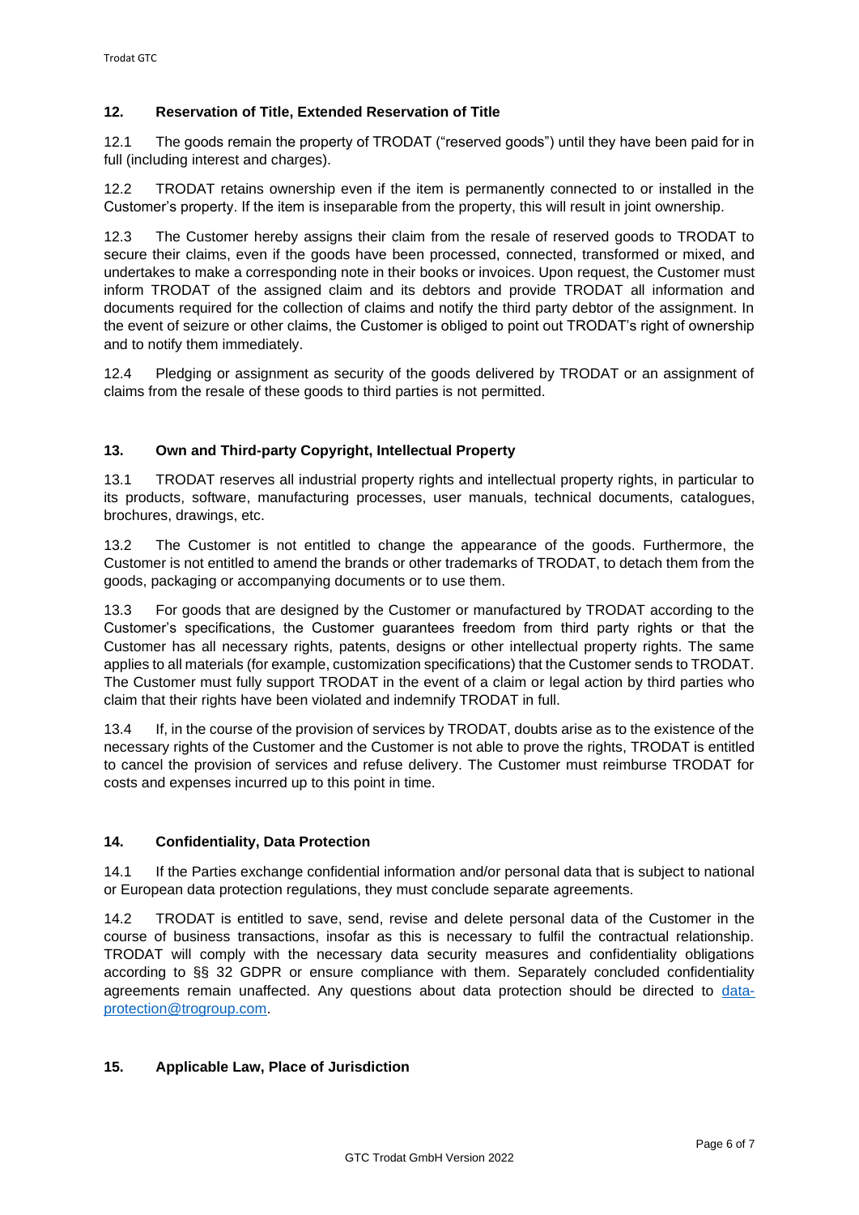## 12. Reservation of Title, Extended Reservation of Title

12.1 The goods remain the property of TRODAT ("reserved goods") until they have been paid for in full (including interest and charges).

12.2 TRODAT retains ownership even if the item is permanently connected to or installed in the Customer's property. If the item is inseparable from the property, this will result in joint ownership.

12.3 The Customer hereby assigns their claim from the resale of reserved goods to TRODAT to secure their claims, even if the goods have been processed, connected, transformed or mixed, and undertakes to make a corresponding note in their books or invoices. Upon request, the Customer must inform TRODAT of the assigned claim and its debtors and provide TRODAT all information and documents required for the collection of claims and notify the third party debtor of the assignment. In the event of seizure or other claims, the Customer is obliged to point out TRODAT's right of ownership and to notify them immediately.

12.4 Pledging or assignment as security of the goods delivered by TRODAT or an assignment of claims from the resale of these goods to third parties is not permitted.

## 13. Own and Third-party Copyright, Intellectual Property

13.1 TRODAT reserves all industrial property rights and intellectual property rights, in particular to its products, software, manufacturing processes, user manuals, technical documents, catalogues, brochures, drawings, etc.

13.2 The Customer is not entitled to change the appearance of the goods. Furthermore, the Customer is not entitled to amend the brands or other trademarks of TRODAT, to detach them from the goods, packaging or accompanying documents or to use them.

13.3 For goods that are designed by the Customer or manufactured by TRODAT according to the Customer's specifications, the Customer guarantees freedom from third party rights or that the Customer has all necessary rights, patents, designs or other intellectual property rights. The same applies to all materials (for example, customization specifications) that the Customer sends to TRODAT. The Customer must fully support TRODAT in the event of a claim or legal action by third parties who claim that their rights have been violated and indemnify TRODAT in full.

13.4 If, in the course of the provision of services by TRODAT, doubts arise as to the existence of the necessary rights of the Customer and the Customer is not able to prove the rights, TRODAT is entitled to cancel the provision of services and refuse delivery. The Customer must reimburse TRODAT for costs and expenses incurred up to this point in time.

## 14. Confidentiality, Data Protection

14.1 If the Parties exchange confidential information and/or personal data that is subject to national or European data protection regulations, they must conclude separate agreements.

14.2 TRODAT is entitled to save, send, revise and delete personal data of the Customer in the course of business transactions, insofar as this is necessary to fulfil the contractual relationship. TRODAT will comply with the necessary data security measures and confidentiality obligations according to §§ 32 GDPR or ensure compliance with them. Separately concluded confidentiality agreements remain unaffected. Any questions about data protection should be directed to data-protection@trogroup.com.

## 15. Applicable Law, Place of Jurisdiction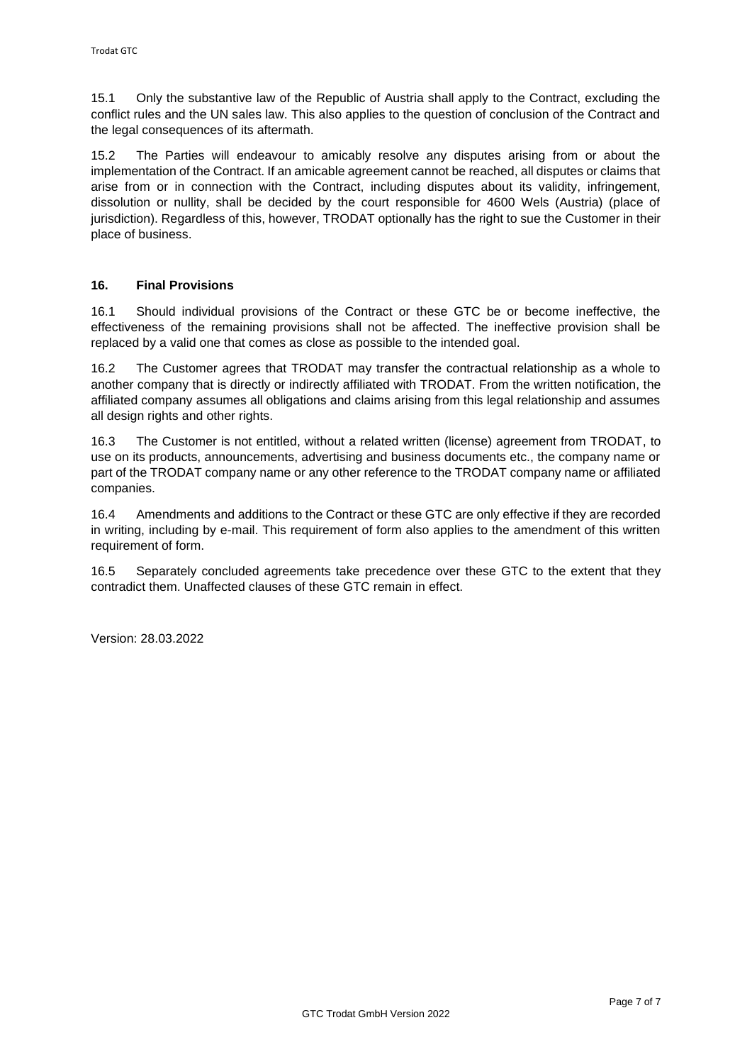15.1 Only the substantive law of the Republic of Austria shall apply to the Contract, excluding the conflict rules and the UN sales law. This also applies to the question of conclusion of the Contract and the legal consequences of its aftermath.

15.2 The Parties will endeavour to amicably resolve any disputes arising from or about the implementation of the Contract. If an amicable agreement cannot be reached, all disputes or claims that arise from or in connection with the Contract, including disputes about its validity, infringement, dissolution or nullity, shall be decided by the court responsible for 4600 Wels (Austria) (place of jurisdiction). Regardless of this, however, TRODAT optionally has the right to sue the Customer in their place of business.

## 16. Final Provisions

16.1 Should individual provisions of the Contract or these GTC be or become ineffective, the effectiveness of the remaining provisions shall not be affected. The ineffective provision shall be replaced by a valid one that comes as close as possible to the intended goal.

16.2 The Customer agrees that TRODAT may transfer the contractual relationship as a whole to another company that is directly or indirectly affiliated with TRODAT. From the written notification, the affiliated company assumes all obligations and claims arising from this legal relationship and assumes all design rights and other rights.

16.3 The Customer is not entitled, without a related written (license) agreement from TRODAT, to use on its products, announcements, advertising and business documents etc., the company name or part of the TRODAT company name or any other reference to the TRODAT company name or affiliated companies.

16.4 Amendments and additions to the Contract or these GTC are only effective if they are recorded in writing, including by e-mail. This requirement of form also applies to the amendment of this written requirement of form.

16.5 Separately concluded agreements take precedence over these GTC to the extent that they contradict them. Unaffected clauses of these GTC remain in effect.

Version: 28.03.2022